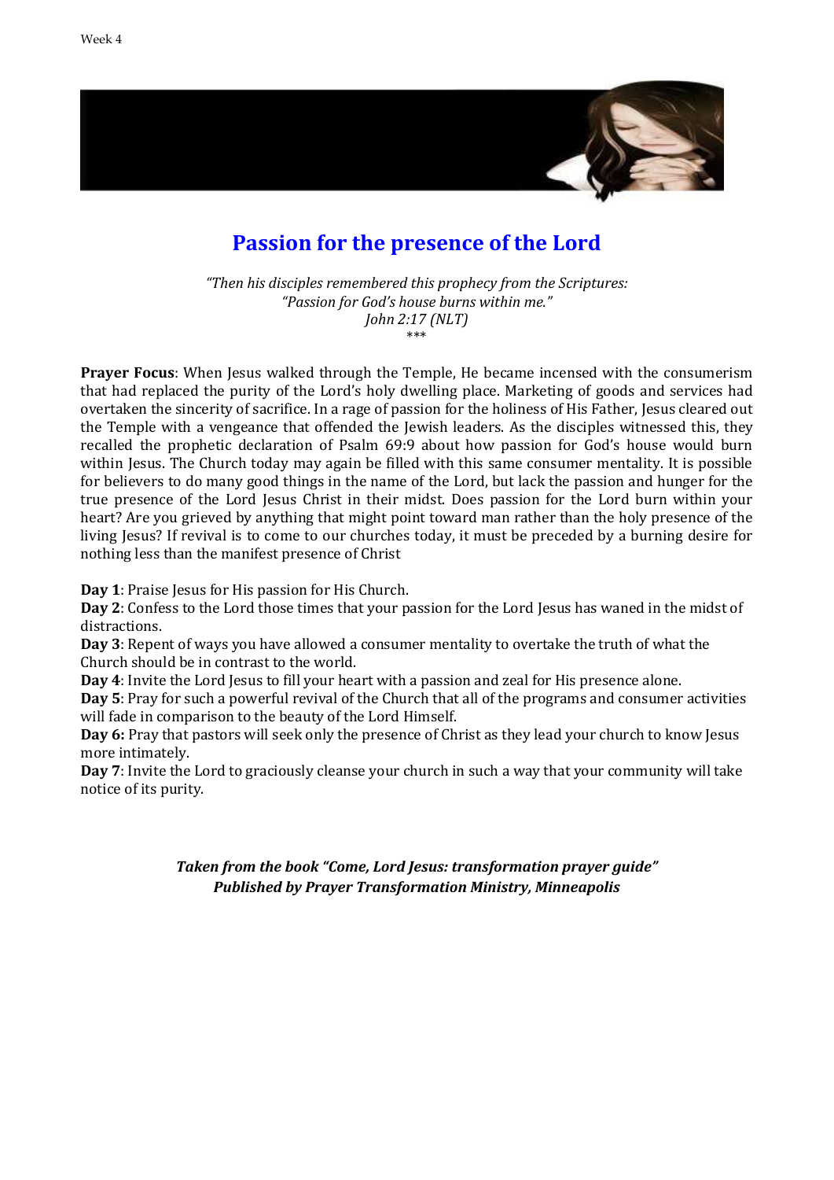Week 4

# Passion for the presence of the Lord

*"Then his disciples remembered this prophecy from the Scriptures:*
*"Passion for God's house burns within me."*
*John 2:17 (NLT)*
\*\*\*

**Prayer Focus**: When Jesus walked through the Temple, He became incensed with the consumerism that had replaced the purity of the Lord's holy dwelling place. Marketing of goods and services had overtaken the sincerity of sacrifice. In a rage of passion for the holiness of His Father, Jesus cleared out the Temple with a vengeance that offended the Jewish leaders. As the disciples witnessed this, they recalled the prophetic declaration of Psalm 69:9 about how passion for God's house would burn within Jesus. The Church today may again be filled with this same consumer mentality. It is possible for believers to do many good things in the name of the Lord, but lack the passion and hunger for the true presence of the Lord Jesus Christ in their midst. Does passion for the Lord burn within your heart? Are you grieved by anything that might point toward man rather than the holy presence of the living Jesus? If revival is to come to our churches today, it must be preceded by a burning desire for nothing less than the manifest presence of Christ

**Day 1**: Praise Jesus for His passion for His Church.
**Day 2**: Confess to the Lord those times that your passion for the Lord Jesus has waned in the midst of distractions.
**Day 3**: Repent of ways you have allowed a consumer mentality to overtake the truth of what the Church should be in contrast to the world.
**Day 4**: Invite the Lord Jesus to fill your heart with a passion and zeal for His presence alone.
**Day 5**: Pray for such a powerful revival of the Church that all of the programs and consumer activities will fade in comparison to the beauty of the Lord Himself.
**Day 6:** Pray that pastors will seek only the presence of Christ as they lead your church to know Jesus more intimately.
**Day 7**: Invite the Lord to graciously cleanse your church in such a way that your community will take notice of its purity.

***Taken from the book "Come, Lord Jesus: transformation prayer guide"***
***Published by Prayer Transformation Ministry, Minneapolis***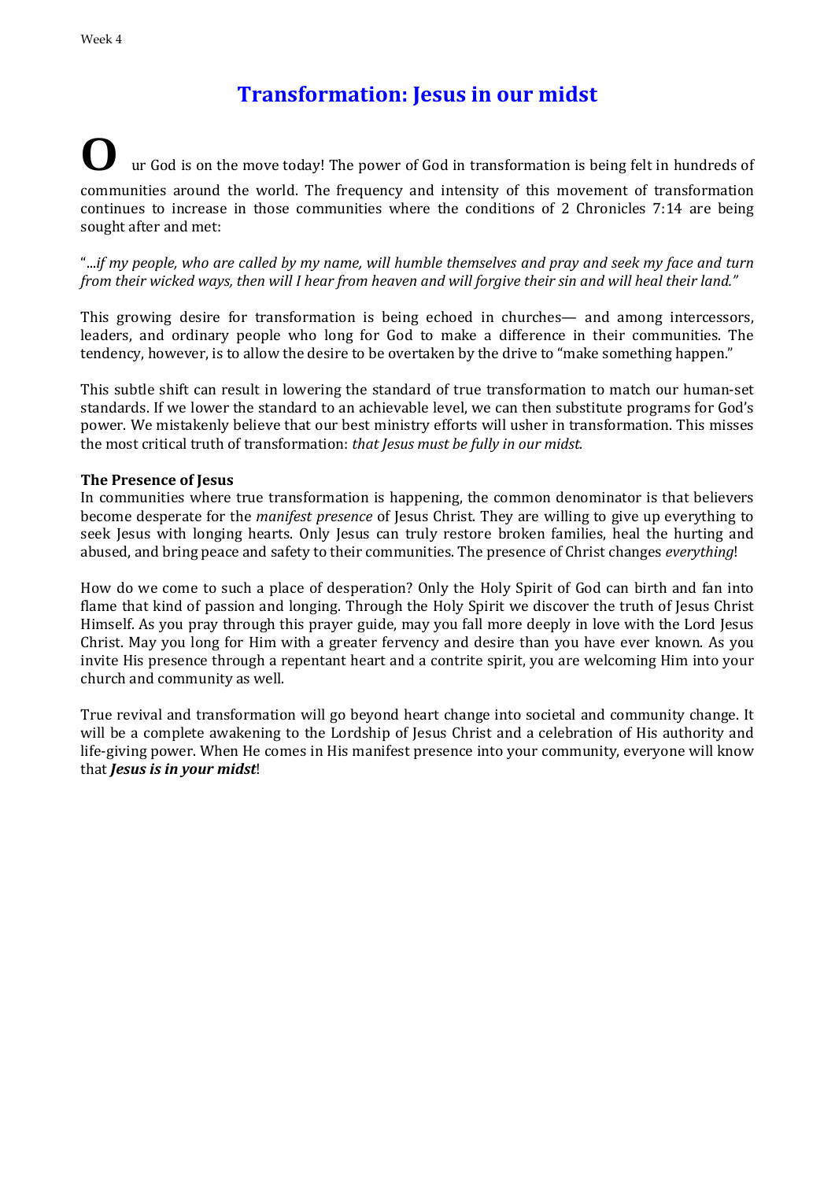# Transformation: Jesus in our midst

Our God is on the move today! The power of God in transformation is being felt in hundreds of communities around the world. The frequency and intensity of this movement of transformation continues to increase in those communities where the conditions of 2 Chronicles 7:14 are being sought after and met:

"*...if my people, who are called by my name, will humble themselves and pray and seek my face and turn from their wicked ways, then will I hear from heaven and will forgive their sin and will heal their land."*

This growing desire for transformation is being echoed in churches— and among intercessors, leaders, and ordinary people who long for God to make a difference in their communities. The tendency, however, is to allow the desire to be overtaken by the drive to "make something happen."

This subtle shift can result in lowering the standard of true transformation to match our human-set standards. If we lower the standard to an achievable level, we can then substitute programs for God's power. We mistakenly believe that our best ministry efforts will usher in transformation. This misses the most critical truth of transformation: *that Jesus must be fully in our midst.*

**The Presence of Jesus**

In communities where true transformation is happening, the common denominator is that believers become desperate for the *manifest presence* of Jesus Christ. They are willing to give up everything to seek Jesus with longing hearts. Only Jesus can truly restore broken families, heal the hurting and abused, and bring peace and safety to their communities. The presence of Christ changes *everything*!

How do we come to such a place of desperation? Only the Holy Spirit of God can birth and fan into flame that kind of passion and longing. Through the Holy Spirit we discover the truth of Jesus Christ Himself. As you pray through this prayer guide, may you fall more deeply in love with the Lord Jesus Christ. May you long for Him with a greater fervency and desire than you have ever known. As you invite His presence through a repentant heart and a contrite spirit, you are welcoming Him into your church and community as well.

True revival and transformation will go beyond heart change into societal and community change. It will be a complete awakening to the Lordship of Jesus Christ and a celebration of His authority and life-giving power. When He comes in His manifest presence into your community, everyone will know that ***Jesus is in your midst***!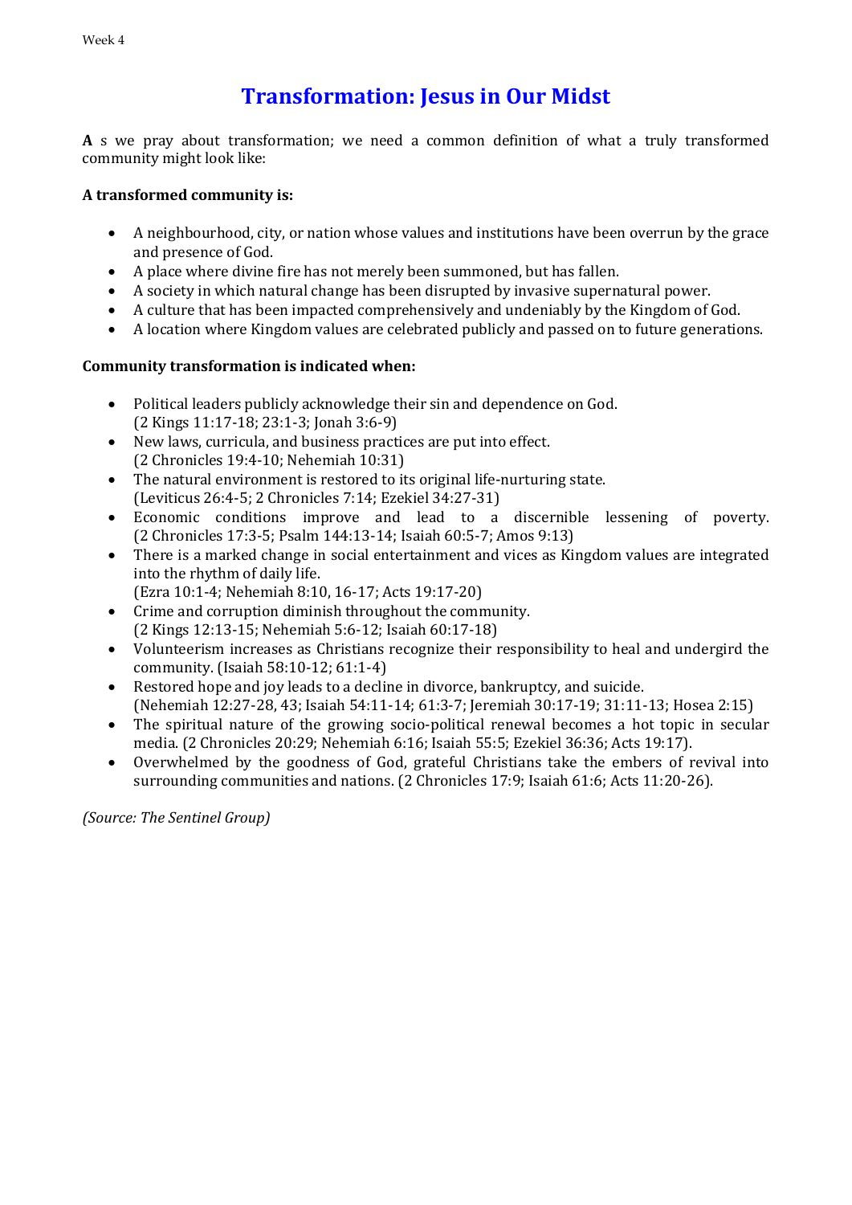# Transformation: Jesus in Our Midst

**A** s we pray about transformation; we need a common definition of what a truly transformed community might look like:

**A transformed community is:**

- A neighbourhood, city, or nation whose values and institutions have been overrun by the grace and presence of God.
- A place where divine fire has not merely been summoned, but has fallen.
- A society in which natural change has been disrupted by invasive supernatural power.
- A culture that has been impacted comprehensively and undeniably by the Kingdom of God.
- A location where Kingdom values are celebrated publicly and passed on to future generations.

**Community transformation is indicated when:**

- Political leaders publicly acknowledge their sin and dependence on God. (2 Kings 11:17-18; 23:1-3; Jonah 3:6-9)
- New laws, curricula, and business practices are put into effect. (2 Chronicles 19:4-10; Nehemiah 10:31)
- The natural environment is restored to its original life-nurturing state. (Leviticus 26:4-5; 2 Chronicles 7:14; Ezekiel 34:27-31)
- Economic conditions improve and lead to a discernible lessening of poverty. (2 Chronicles 17:3-5; Psalm 144:13-14; Isaiah 60:5-7; Amos 9:13)
- There is a marked change in social entertainment and vices as Kingdom values are integrated into the rhythm of daily life. (Ezra 10:1-4; Nehemiah 8:10, 16-17; Acts 19:17-20)
- Crime and corruption diminish throughout the community. (2 Kings 12:13-15; Nehemiah 5:6-12; Isaiah 60:17-18)
- Volunteerism increases as Christians recognize their responsibility to heal and undergird the community. (Isaiah 58:10-12; 61:1-4)
- Restored hope and joy leads to a decline in divorce, bankruptcy, and suicide. (Nehemiah 12:27-28, 43; Isaiah 54:11-14; 61:3-7; Jeremiah 30:17-19; 31:11-13; Hosea 2:15)
- The spiritual nature of the growing socio-political renewal becomes a hot topic in secular media. (2 Chronicles 20:29; Nehemiah 6:16; Isaiah 55:5; Ezekiel 36:36; Acts 19:17).
- Overwhelmed by the goodness of God, grateful Christians take the embers of revival into surrounding communities and nations. (2 Chronicles 17:9; Isaiah 61:6; Acts 11:20-26).

*(Source: The Sentinel Group)*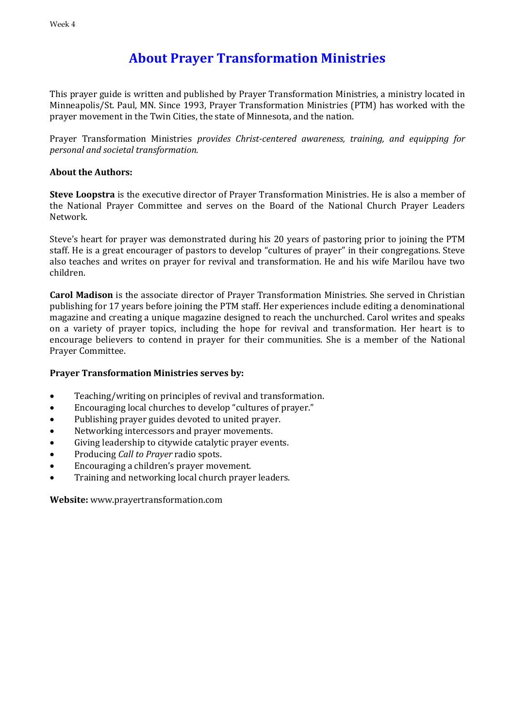# About Prayer Transformation Ministries

This prayer guide is written and published by Prayer Transformation Ministries, a ministry located in Minneapolis/St. Paul, MN. Since 1993, Prayer Transformation Ministries (PTM) has worked with the prayer movement in the Twin Cities, the state of Minnesota, and the nation.

Prayer Transformation Ministries *provides Christ-centered awareness, training, and equipping for personal and societal transformation.*

**About the Authors:**

**Steve Loopstra** is the executive director of Prayer Transformation Ministries. He is also a member of the National Prayer Committee and serves on the Board of the National Church Prayer Leaders Network.

Steve's heart for prayer was demonstrated during his 20 years of pastoring prior to joining the PTM staff. He is a great encourager of pastors to develop "cultures of prayer" in their congregations. Steve also teaches and writes on prayer for revival and transformation. He and his wife Marilou have two children.

**Carol Madison** is the associate director of Prayer Transformation Ministries. She served in Christian publishing for 17 years before joining the PTM staff. Her experiences include editing a denominational magazine and creating a unique magazine designed to reach the unchurched. Carol writes and speaks on a variety of prayer topics, including the hope for revival and transformation. Her heart is to encourage believers to contend in prayer for their communities. She is a member of the National Prayer Committee.

**Prayer Transformation Ministries serves by:**

- Teaching/writing on principles of revival and transformation.
- Encouraging local churches to develop "cultures of prayer."
- Publishing prayer guides devoted to united prayer.
- Networking intercessors and prayer movements.
- Giving leadership to citywide catalytic prayer events.
- Producing *Call to Prayer* radio spots.
- Encouraging a children's prayer movement.
- Training and networking local church prayer leaders.

**Website:** www.prayertransformation.com